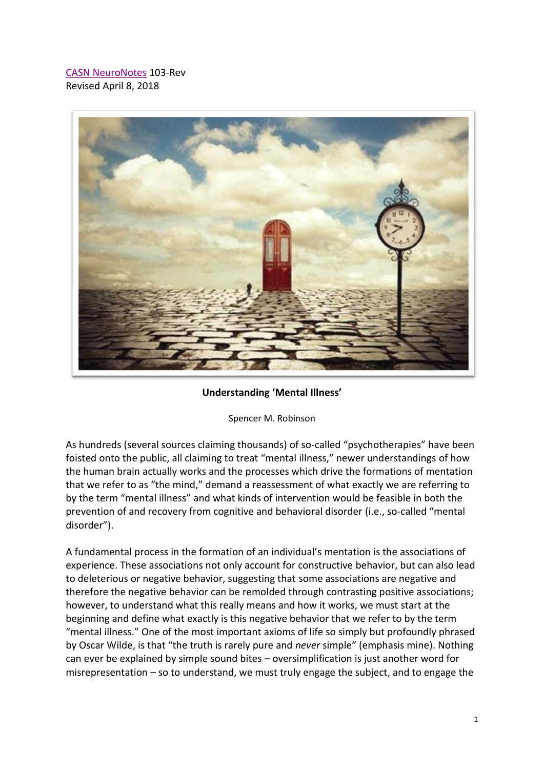CASN NeuroNotes 103-Rev
Revised April 8, 2018

**Understanding 'Mental Illness'**

Spencer M. Robinson

As hundreds (several sources claiming thousands) of so-called "psychotherapies" have been foisted onto the public, all claiming to treat "mental illness," newer understandings of how the human brain actually works and the processes which drive the formations of mentation that we refer to as "the mind," demand a reassessment of what exactly we are referring to by the term "mental illness" and what kinds of intervention would be feasible in both the prevention of and recovery from cognitive and behavioral disorder (i.e., so-called "mental disorder").

A fundamental process in the formation of an individual's mentation is the associations of experience. These associations not only account for constructive behavior, but can also lead to deleterious or negative behavior, suggesting that some associations are negative and therefore the negative behavior can be remolded through contrasting positive associations; however, to understand what this really means and how it works, we must start at the beginning and define what exactly is this negative behavior that we refer to by the term "mental illness." One of the most important axioms of life so simply but profoundly phrased by Oscar Wilde, is that "the truth is rarely pure and *never* simple" (emphasis mine). Nothing can ever be explained by simple sound bites – oversimplification is just another word for misrepresentation – so to understand, we must truly engage the subject, and to engage the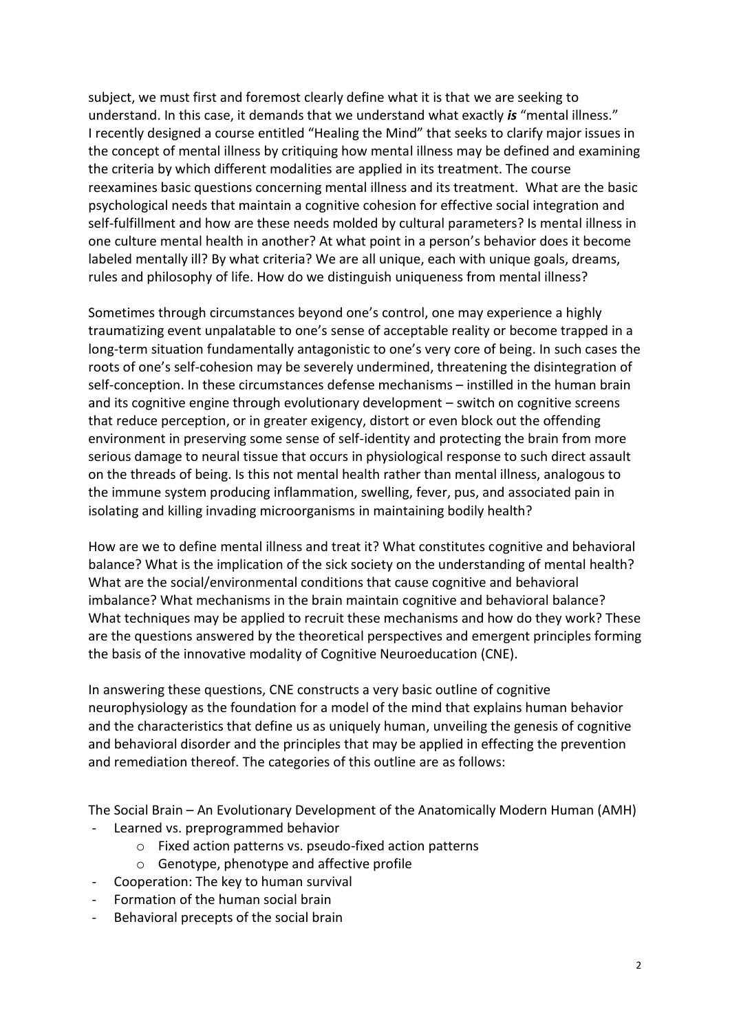subject, we must first and foremost clearly define what it is that we are seeking to understand. In this case, it demands that we understand what exactly ***is*** "mental illness." I recently designed a course entitled "Healing the Mind" that seeks to clarify major issues in the concept of mental illness by critiquing how mental illness may be defined and examining the criteria by which different modalities are applied in its treatment. The course reexamines basic questions concerning mental illness and its treatment. What are the basic psychological needs that maintain a cognitive cohesion for effective social integration and self-fulfillment and how are these needs molded by cultural parameters? Is mental illness in one culture mental health in another? At what point in a person's behavior does it become labeled mentally ill? By what criteria? We are all unique, each with unique goals, dreams, rules and philosophy of life. How do we distinguish uniqueness from mental illness?

Sometimes through circumstances beyond one's control, one may experience a highly traumatizing event unpalatable to one's sense of acceptable reality or become trapped in a long-term situation fundamentally antagonistic to one's very core of being. In such cases the roots of one's self-cohesion may be severely undermined, threatening the disintegration of self-conception. In these circumstances defense mechanisms – instilled in the human brain and its cognitive engine through evolutionary development – switch on cognitive screens that reduce perception, or in greater exigency, distort or even block out the offending environment in preserving some sense of self-identity and protecting the brain from more serious damage to neural tissue that occurs in physiological response to such direct assault on the threads of being. Is this not mental health rather than mental illness, analogous to the immune system producing inflammation, swelling, fever, pus, and associated pain in isolating and killing invading microorganisms in maintaining bodily health?

How are we to define mental illness and treat it? What constitutes cognitive and behavioral balance? What is the implication of the sick society on the understanding of mental health? What are the social/environmental conditions that cause cognitive and behavioral imbalance? What mechanisms in the brain maintain cognitive and behavioral balance? What techniques may be applied to recruit these mechanisms and how do they work? These are the questions answered by the theoretical perspectives and emergent principles forming the basis of the innovative modality of Cognitive Neuroeducation (CNE).

In answering these questions, CNE constructs a very basic outline of cognitive neurophysiology as the foundation for a model of the mind that explains human behavior and the characteristics that define us as uniquely human, unveiling the genesis of cognitive and behavioral disorder and the principles that may be applied in effecting the prevention and remediation thereof. The categories of this outline are as follows:

The Social Brain – An Evolutionary Development of the Anatomically Modern Human (AMH)

- Learned vs. preprogrammed behavior
    - Fixed action patterns vs. pseudo-fixed action patterns
    - Genotype, phenotype and affective profile
- Cooperation: The key to human survival
- Formation of the human social brain
- Behavioral precepts of the social brain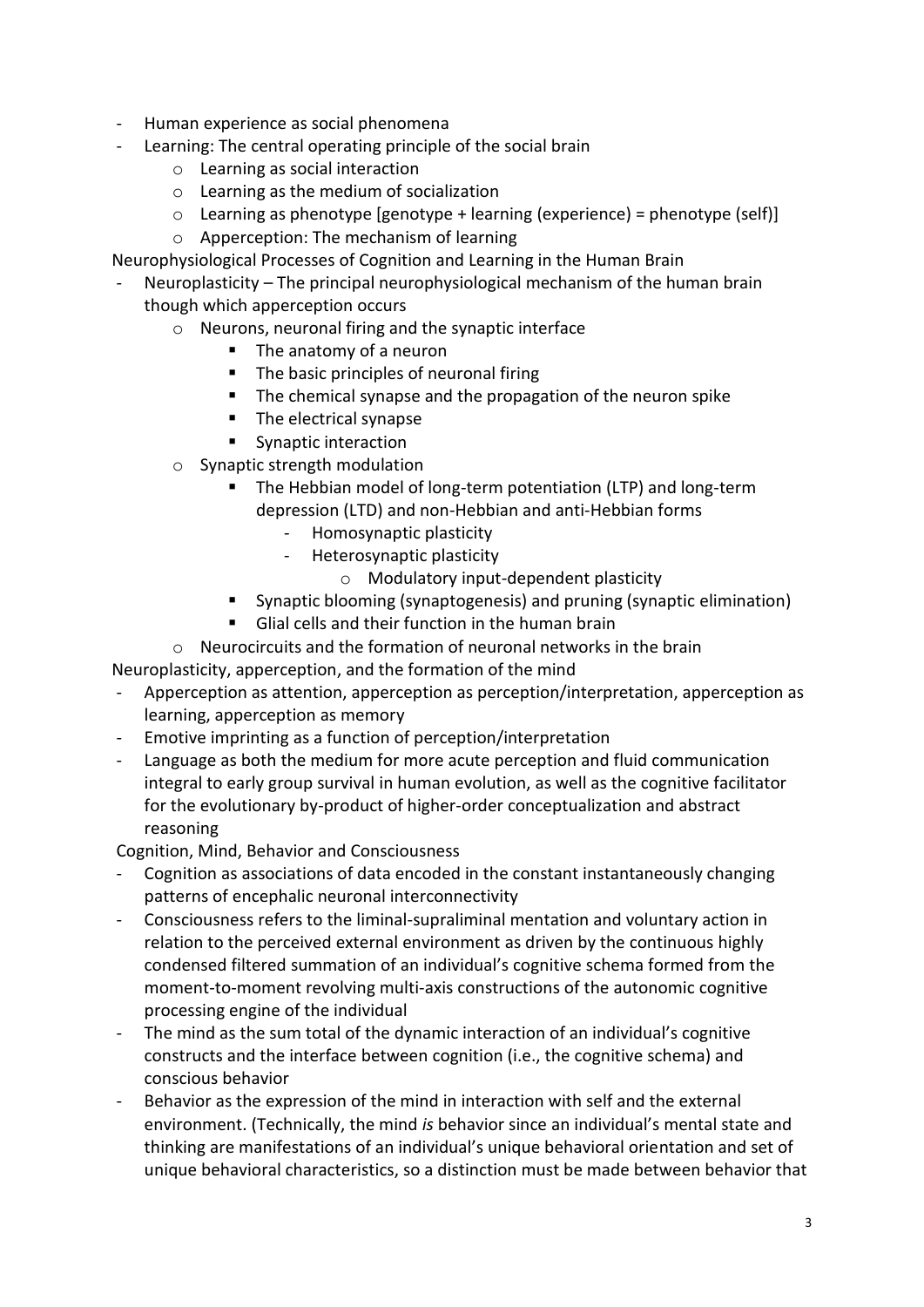- Human experience as social phenomena
- Learning: The central operating principle of the social brain
    - Learning as social interaction
    - Learning as the medium of socialization
    - Learning as phenotype [genotype + learning (experience) = phenotype (self)]
    - Apperception: The mechanism of learning

Neurophysiological Processes of Cognition and Learning in the Human Brain

- Neuroplasticity – The principal neurophysiological mechanism of the human brain though which apperception occurs
    - Neurons, neuronal firing and the synaptic interface
        - The anatomy of a neuron
        - The basic principles of neuronal firing
        - The chemical synapse and the propagation of the neuron spike
        - The electrical synapse
        - Synaptic interaction
    - Synaptic strength modulation
        - The Hebbian model of long-term potentiation (LTP) and long-term depression (LTD) and non-Hebbian and anti-Hebbian forms
            - Homosynaptic plasticity
            - Heterosynaptic plasticity
                - Modulatory input-dependent plasticity
        - Synaptic blooming (synaptogenesis) and pruning (synaptic elimination)
        - Glial cells and their function in the human brain
    - Neurocircuits and the formation of neuronal networks in the brain

Neuroplasticity, apperception, and the formation of the mind

- Apperception as attention, apperception as perception/interpretation, apperception as learning, apperception as memory
- Emotive imprinting as a function of perception/interpretation
- Language as both the medium for more acute perception and fluid communication integral to early group survival in human evolution, as well as the cognitive facilitator for the evolutionary by-product of higher-order conceptualization and abstract reasoning

Cognition, Mind, Behavior and Consciousness

- Cognition as associations of data encoded in the constant instantaneously changing patterns of encephalic neuronal interconnectivity
- Consciousness refers to the liminal-supraliminal mentation and voluntary action in relation to the perceived external environment as driven by the continuous highly condensed filtered summation of an individual's cognitive schema formed from the moment-to-moment revolving multi-axis constructions of the autonomic cognitive processing engine of the individual
- The mind as the sum total of the dynamic interaction of an individual's cognitive constructs and the interface between cognition (i.e., the cognitive schema) and conscious behavior
- Behavior as the expression of the mind in interaction with self and the external environment. (Technically, the mind *is* behavior since an individual's mental state and thinking are manifestations of an individual's unique behavioral orientation and set of unique behavioral characteristics, so a distinction must be made between behavior that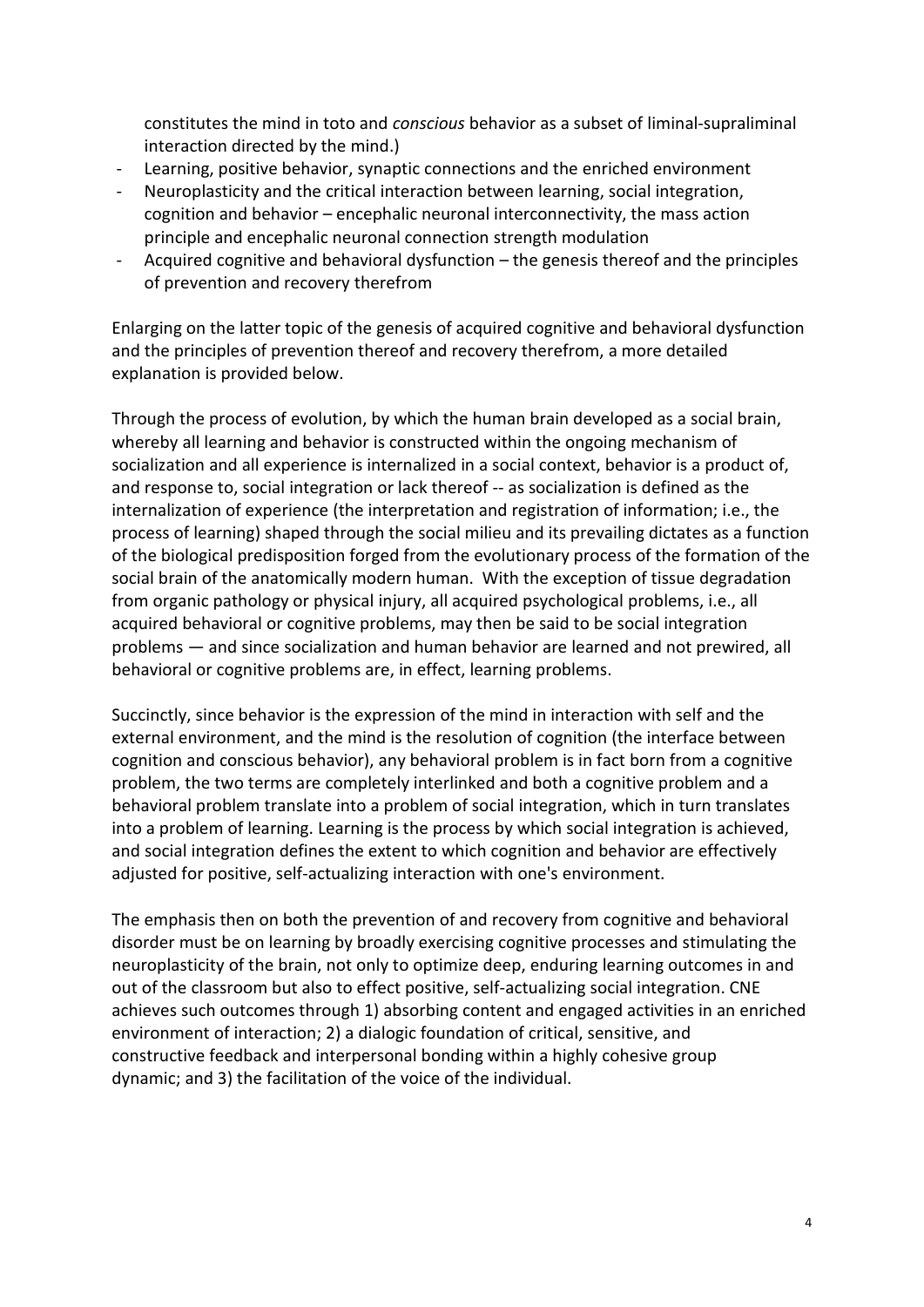constitutes the mind in toto and *conscious* behavior as a subset of liminal-supraliminal interaction directed by the mind.)

- Learning, positive behavior, synaptic connections and the enriched environment
- Neuroplasticity and the critical interaction between learning, social integration, cognition and behavior – encephalic neuronal interconnectivity, the mass action principle and encephalic neuronal connection strength modulation
- Acquired cognitive and behavioral dysfunction – the genesis thereof and the principles of prevention and recovery therefrom

Enlarging on the latter topic of the genesis of acquired cognitive and behavioral dysfunction and the principles of prevention thereof and recovery therefrom, a more detailed explanation is provided below.

Through the process of evolution, by which the human brain developed as a social brain, whereby all learning and behavior is constructed within the ongoing mechanism of socialization and all experience is internalized in a social context, behavior is a product of, and response to, social integration or lack thereof -- as socialization is defined as the internalization of experience (the interpretation and registration of information; i.e., the process of learning) shaped through the social milieu and its prevailing dictates as a function of the biological predisposition forged from the evolutionary process of the formation of the social brain of the anatomically modern human. With the exception of tissue degradation from organic pathology or physical injury, all acquired psychological problems, i.e., all acquired behavioral or cognitive problems, may then be said to be social integration problems — and since socialization and human behavior are learned and not prewired, all behavioral or cognitive problems are, in effect, learning problems.

Succinctly, since behavior is the expression of the mind in interaction with self and the external environment, and the mind is the resolution of cognition (the interface between cognition and conscious behavior), any behavioral problem is in fact born from a cognitive problem, the two terms are completely interlinked and both a cognitive problem and a behavioral problem translate into a problem of social integration, which in turn translates into a problem of learning. Learning is the process by which social integration is achieved, and social integration defines the extent to which cognition and behavior are effectively adjusted for positive, self-actualizing interaction with one's environment.

The emphasis then on both the prevention of and recovery from cognitive and behavioral disorder must be on learning by broadly exercising cognitive processes and stimulating the neuroplasticity of the brain, not only to optimize deep, enduring learning outcomes in and out of the classroom but also to effect positive, self-actualizing social integration. CNE achieves such outcomes through 1) absorbing content and engaged activities in an enriched environment of interaction; 2) a dialogic foundation of critical, sensitive, and constructive feedback and interpersonal bonding within a highly cohesive group dynamic; and 3) the facilitation of the voice of the individual.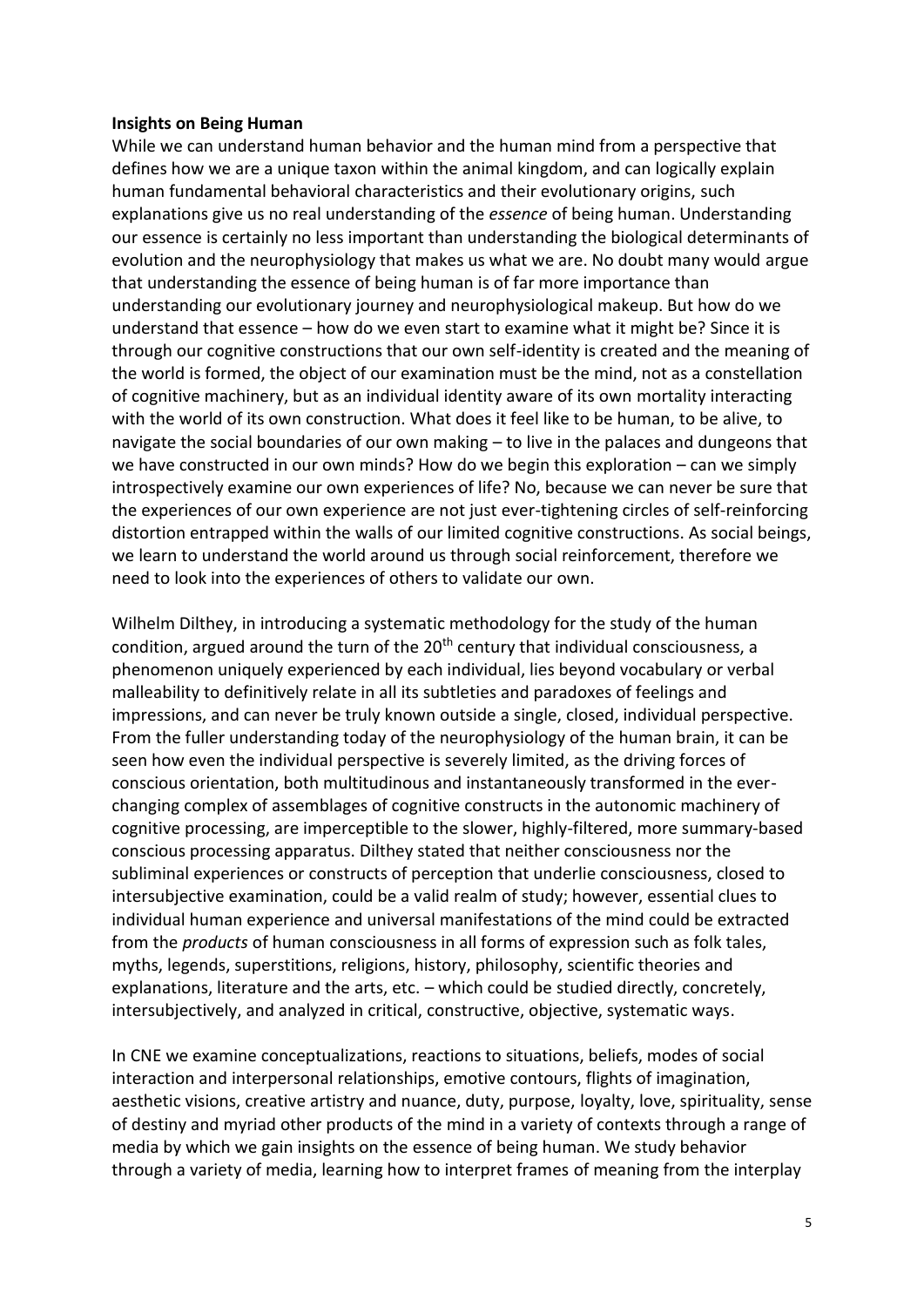**Insights on Being Human**

While we can understand human behavior and the human mind from a perspective that defines how we are a unique taxon within the animal kingdom, and can logically explain human fundamental behavioral characteristics and their evolutionary origins, such explanations give us no real understanding of the *essence* of being human. Understanding our essence is certainly no less important than understanding the biological determinants of evolution and the neurophysiology that makes us what we are. No doubt many would argue that understanding the essence of being human is of far more importance than understanding our evolutionary journey and neurophysiological makeup. But how do we understand that essence – how do we even start to examine what it might be? Since it is through our cognitive constructions that our own self-identity is created and the meaning of the world is formed, the object of our examination must be the mind, not as a constellation of cognitive machinery, but as an individual identity aware of its own mortality interacting with the world of its own construction. What does it feel like to be human, to be alive, to navigate the social boundaries of our own making – to live in the palaces and dungeons that we have constructed in our own minds? How do we begin this exploration – can we simply introspectively examine our own experiences of life? No, because we can never be sure that the experiences of our own experience are not just ever-tightening circles of self-reinforcing distortion entrapped within the walls of our limited cognitive constructions. As social beings, we learn to understand the world around us through social reinforcement, therefore we need to look into the experiences of others to validate our own.

Wilhelm Dilthey, in introducing a systematic methodology for the study of the human condition, argued around the turn of the 20th century that individual consciousness, a phenomenon uniquely experienced by each individual, lies beyond vocabulary or verbal malleability to definitively relate in all its subtleties and paradoxes of feelings and impressions, and can never be truly known outside a single, closed, individual perspective. From the fuller understanding today of the neurophysiology of the human brain, it can be seen how even the individual perspective is severely limited, as the driving forces of conscious orientation, both multitudinous and instantaneously transformed in the ever-changing complex of assemblages of cognitive constructs in the autonomic machinery of cognitive processing, are imperceptible to the slower, highly-filtered, more summary-based conscious processing apparatus. Dilthey stated that neither consciousness nor the subliminal experiences or constructs of perception that underlie consciousness, closed to intersubjective examination, could be a valid realm of study; however, essential clues to individual human experience and universal manifestations of the mind could be extracted from the *products* of human consciousness in all forms of expression such as folk tales, myths, legends, superstitions, religions, history, philosophy, scientific theories and explanations, literature and the arts, etc. – which could be studied directly, concretely, intersubjectively, and analyzed in critical, constructive, objective, systematic ways.

In CNE we examine conceptualizations, reactions to situations, beliefs, modes of social interaction and interpersonal relationships, emotive contours, flights of imagination, aesthetic visions, creative artistry and nuance, duty, purpose, loyalty, love, spirituality, sense of destiny and myriad other products of the mind in a variety of contexts through a range of media by which we gain insights on the essence of being human. We study behavior through a variety of media, learning how to interpret frames of meaning from the interplay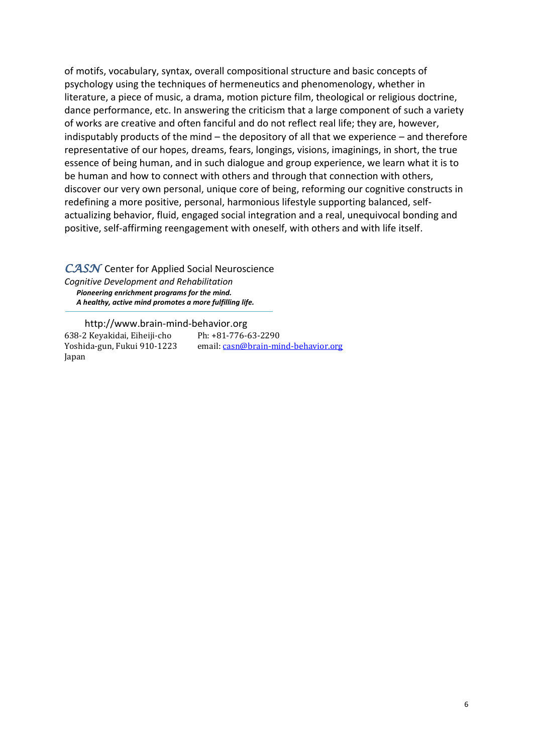of motifs, vocabulary, syntax, overall compositional structure and basic concepts of psychology using the techniques of hermeneutics and phenomenology, whether in literature, a piece of music, a drama, motion picture film, theological or religious doctrine, dance performance, etc. In answering the criticism that a large component of such a variety of works are creative and often fanciful and do not reflect real life; they are, however, indisputably products of the mind – the depository of all that we experience – and therefore representative of our hopes, dreams, fears, longings, visions, imaginings, in short, the true essence of being human, and in such dialogue and group experience, we learn what it is to be human and how to connect with others and through that connection with others, discover our very own personal, unique core of being, reforming our cognitive constructs in redefining a more positive, personal, harmonious lifestyle supporting balanced, self-actualizing behavior, fluid, engaged social integration and a real, unequivocal bonding and positive, self-affirming reengagement with oneself, with others and with life itself.

*CASN* Center for Applied Social Neuroscience
*Cognitive Development and Rehabilitation*
***Pioneering enrichment programs for the mind.***
***A healthy, active mind promotes a more fulfilling life.***

http://www.brain-mind-behavior.org
638-2 Keyakidai, Eiheiji-cho
Yoshida-gun, Fukui 910-1223
Japan

Ph: +81-776-63-2290
email: casn@brain-mind-behavior.org